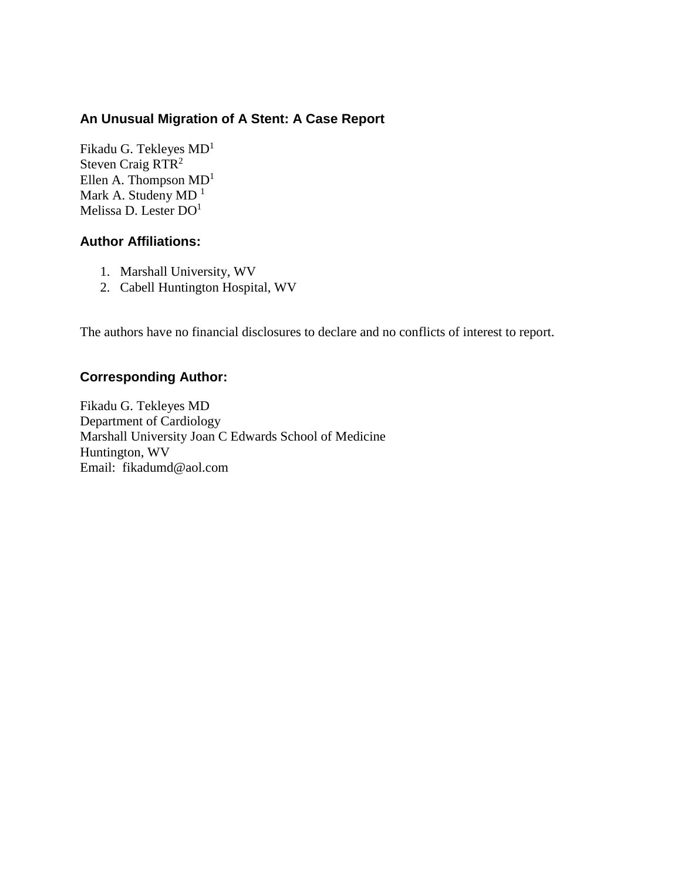# An Unusual Migration of A Stent: A Case Report

Fikadu G. Tekleyes MD[1]
Steven Craig RTR[2]
Ellen A. Thompson MD[1]
Mark A. Studeny MD [1]
Melissa D. Lester DO[1]

## Author Affiliations:

1. Marshall University, WV
2. Cabell Huntington Hospital, WV

The authors have no financial disclosures to declare and no conflicts of interest to report.

## Corresponding Author:

Fikadu G. Tekleyes MD
Department of Cardiology
Marshall University Joan C Edwards School of Medicine
Huntington, WV
Email: fikadumd@aol.com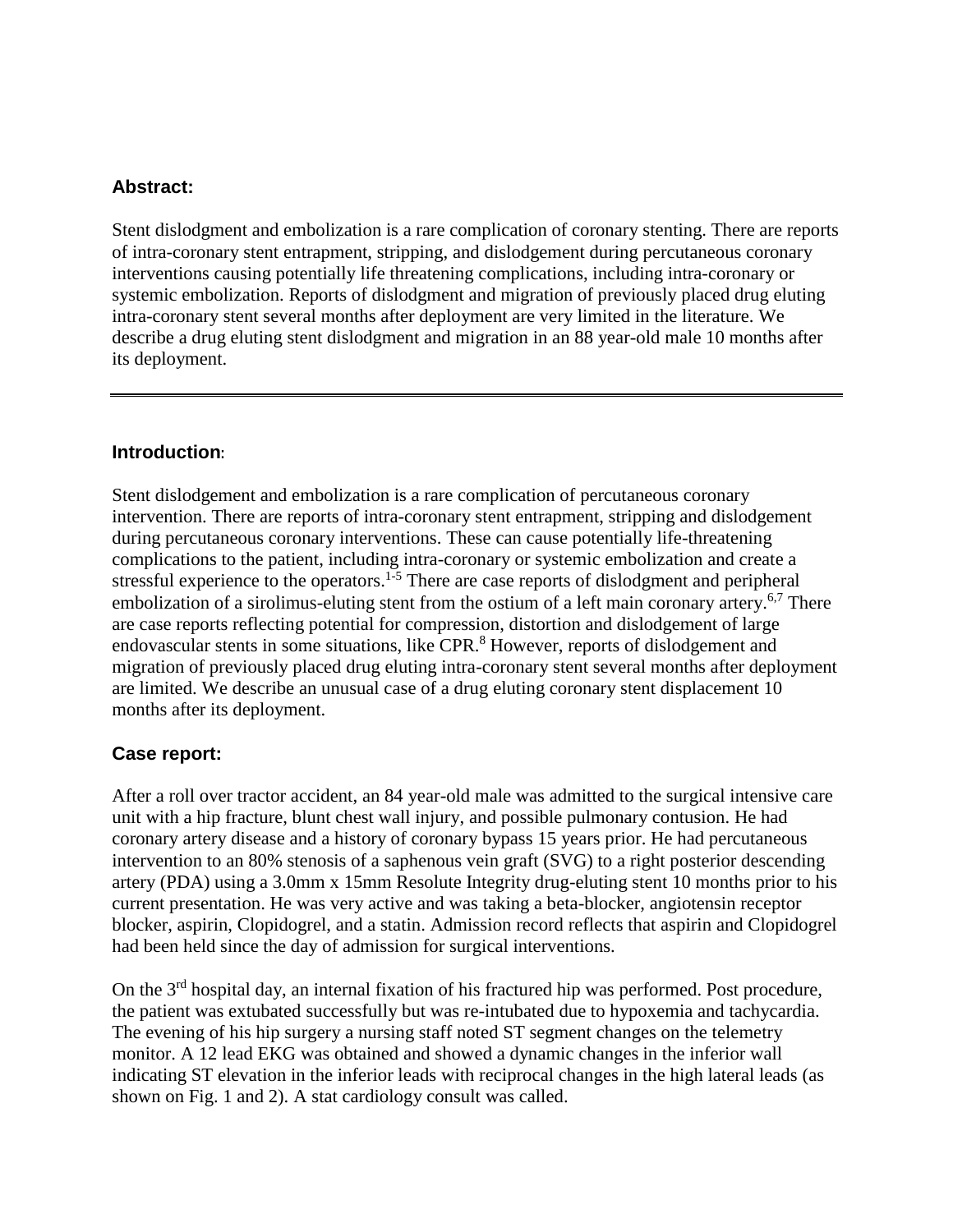## Abstract:

Stent dislodgment and embolization is a rare complication of coronary stenting. There are reports of intra-coronary stent entrapment, stripping, and dislodgement during percutaneous coronary interventions causing potentially life threatening complications, including intra-coronary or systemic embolization. Reports of dislodgment and migration of previously placed drug eluting intra-coronary stent several months after deployment are very limited in the literature. We describe a drug eluting stent dislodgment and migration in an 88 year-old male 10 months after its deployment.

---

## Introduction:

Stent dislodgement and embolization is a rare complication of percutaneous coronary intervention. There are reports of intra-coronary stent entrapment, stripping and dislodgement during percutaneous coronary interventions. These can cause potentially life-threatening complications to the patient, including intra-coronary or systemic embolization and create a stressful experience to the operators.[1-5] There are case reports of dislodgment and peripheral embolization of a sirolimus-eluting stent from the ostium of a left main coronary artery.[6,7] There are case reports reflecting potential for compression, distortion and dislodgement of large endovascular stents in some situations, like CPR.[8] However, reports of dislodgement and migration of previously placed drug eluting intra-coronary stent several months after deployment are limited. We describe an unusual case of a drug eluting coronary stent displacement 10 months after its deployment.

## Case report:

After a roll over tractor accident, an 84 year-old male was admitted to the surgical intensive care unit with a hip fracture, blunt chest wall injury, and possible pulmonary contusion. He had coronary artery disease and a history of coronary bypass 15 years prior. He had percutaneous intervention to an 80% stenosis of a saphenous vein graft (SVG) to a right posterior descending artery (PDA) using a 3.0mm x 15mm Resolute Integrity drug-eluting stent 10 months prior to his current presentation. He was very active and was taking a beta-blocker, angiotensin receptor blocker, aspirin, Clopidogrel, and a statin. Admission record reflects that aspirin and Clopidogrel had been held since the day of admission for surgical interventions.

On the 3rd hospital day, an internal fixation of his fractured hip was performed. Post procedure, the patient was extubated successfully but was re-intubated due to hypoxemia and tachycardia. The evening of his hip surgery a nursing staff noted ST segment changes on the telemetry monitor. A 12 lead EKG was obtained and showed a dynamic changes in the inferior wall indicating ST elevation in the inferior leads with reciprocal changes in the high lateral leads (as shown on Fig. 1 and 2). A stat cardiology consult was called.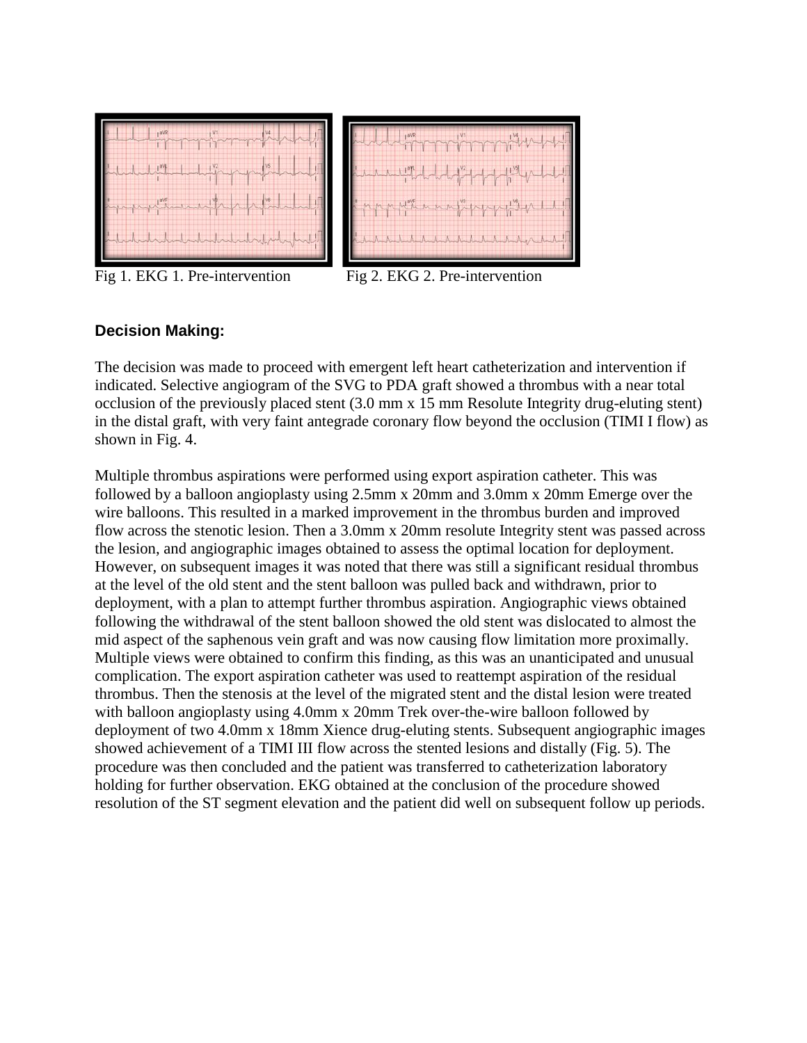Fig 1. EKG 1. Pre-intervention

Fig 2. EKG 2. Pre-intervention

### Decision Making:

The decision was made to proceed with emergent left heart catheterization and intervention if indicated. Selective angiogram of the SVG to PDA graft showed a thrombus with a near total occlusion of the previously placed stent (3.0 mm x 15 mm Resolute Integrity drug-eluting stent) in the distal graft, with very faint antegrade coronary flow beyond the occlusion (TIMI I flow) as shown in Fig. 4.

Multiple thrombus aspirations were performed using export aspiration catheter. This was followed by a balloon angioplasty using 2.5mm x 20mm and 3.0mm x 20mm Emerge over the wire balloons. This resulted in a marked improvement in the thrombus burden and improved flow across the stenotic lesion. Then a 3.0mm x 20mm resolute Integrity stent was passed across the lesion, and angiographic images obtained to assess the optimal location for deployment. However, on subsequent images it was noted that there was still a significant residual thrombus at the level of the old stent and the stent balloon was pulled back and withdrawn, prior to deployment, with a plan to attempt further thrombus aspiration. Angiographic views obtained following the withdrawal of the stent balloon showed the old stent was dislocated to almost the mid aspect of the saphenous vein graft and was now causing flow limitation more proximally. Multiple views were obtained to confirm this finding, as this was an unanticipated and unusual complication. The export aspiration catheter was used to reattempt aspiration of the residual thrombus. Then the stenosis at the level of the migrated stent and the distal lesion were treated with balloon angioplasty using 4.0mm x 20mm Trek over-the-wire balloon followed by deployment of two 4.0mm x 18mm Xience drug-eluting stents. Subsequent angiographic images showed achievement of a TIMI III flow across the stented lesions and distally (Fig. 5). The procedure was then concluded and the patient was transferred to catheterization laboratory holding for further observation. EKG obtained at the conclusion of the procedure showed resolution of the ST segment elevation and the patient did well on subsequent follow up periods.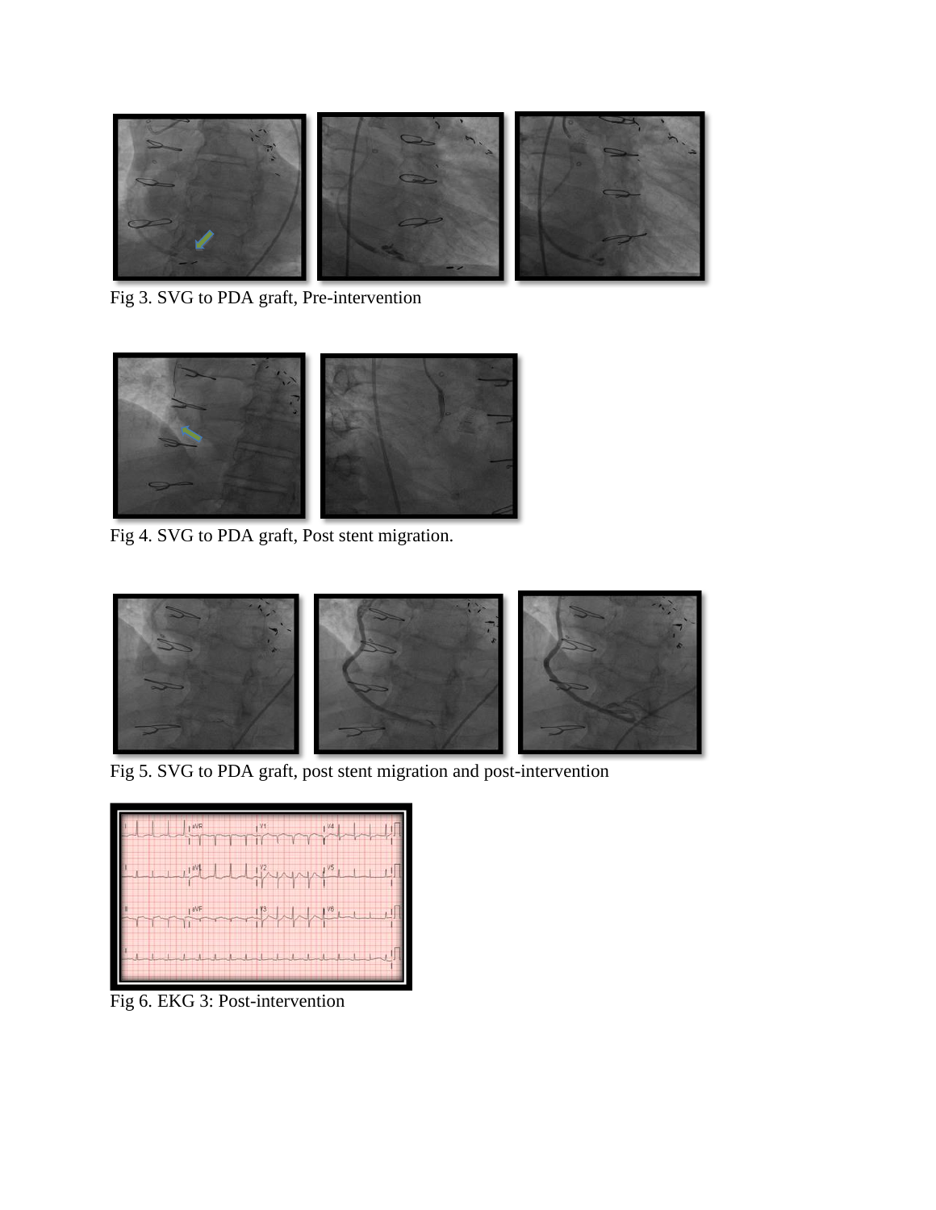Fig 3. SVG to PDA graft, Pre-intervention

Fig 4. SVG to PDA graft, Post stent migration.

Fig 5. SVG to PDA graft, post stent migration and post-intervention

Fig 6. EKG 3: Post-intervention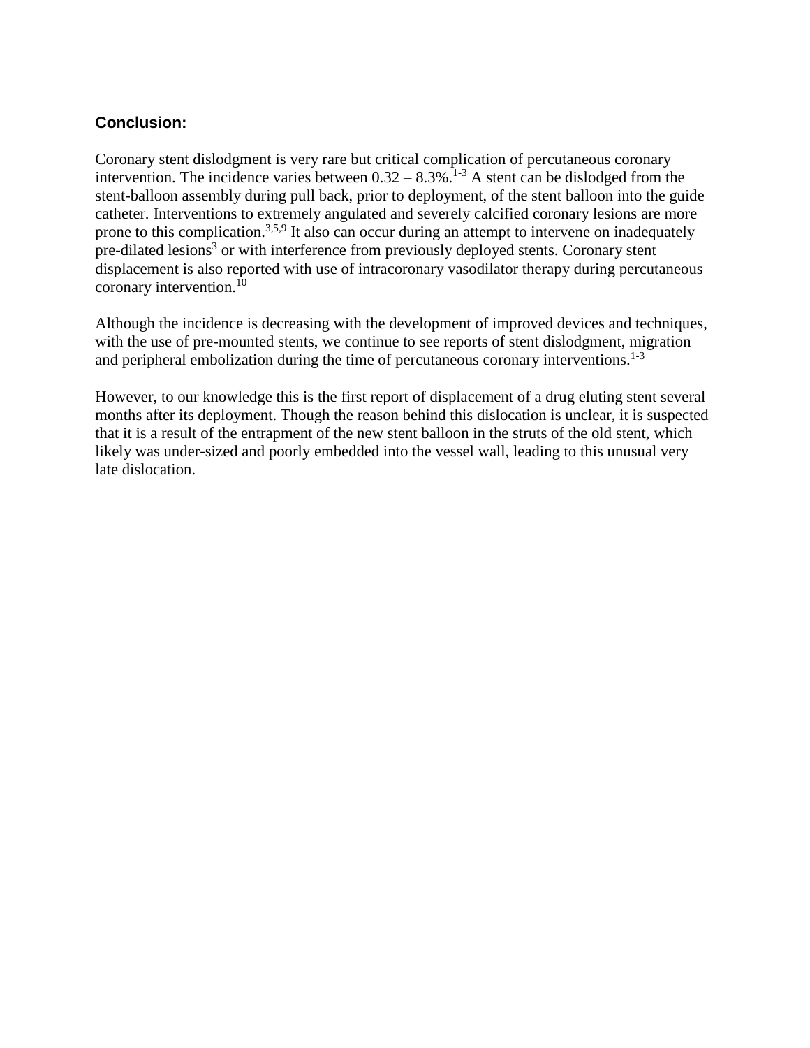## Conclusion:

Coronary stent dislodgment is very rare but critical complication of percutaneous coronary intervention. The incidence varies between 0.32 – 8.3%.[1-3] A stent can be dislodged from the stent-balloon assembly during pull back, prior to deployment, of the stent balloon into the guide catheter. Interventions to extremely angulated and severely calcified coronary lesions are more prone to this complication.[3,5,9] It also can occur during an attempt to intervene on inadequately pre-dilated lesions[3] or with interference from previously deployed stents. Coronary stent displacement is also reported with use of intracoronary vasodilator therapy during percutaneous coronary intervention.[10]

Although the incidence is decreasing with the development of improved devices and techniques, with the use of pre-mounted stents, we continue to see reports of stent dislodgment, migration and peripheral embolization during the time of percutaneous coronary interventions.[1-3]

However, to our knowledge this is the first report of displacement of a drug eluting stent several months after its deployment. Though the reason behind this dislocation is unclear, it is suspected that it is a result of the entrapment of the new stent balloon in the struts of the old stent, which likely was under-sized and poorly embedded into the vessel wall, leading to this unusual very late dislocation.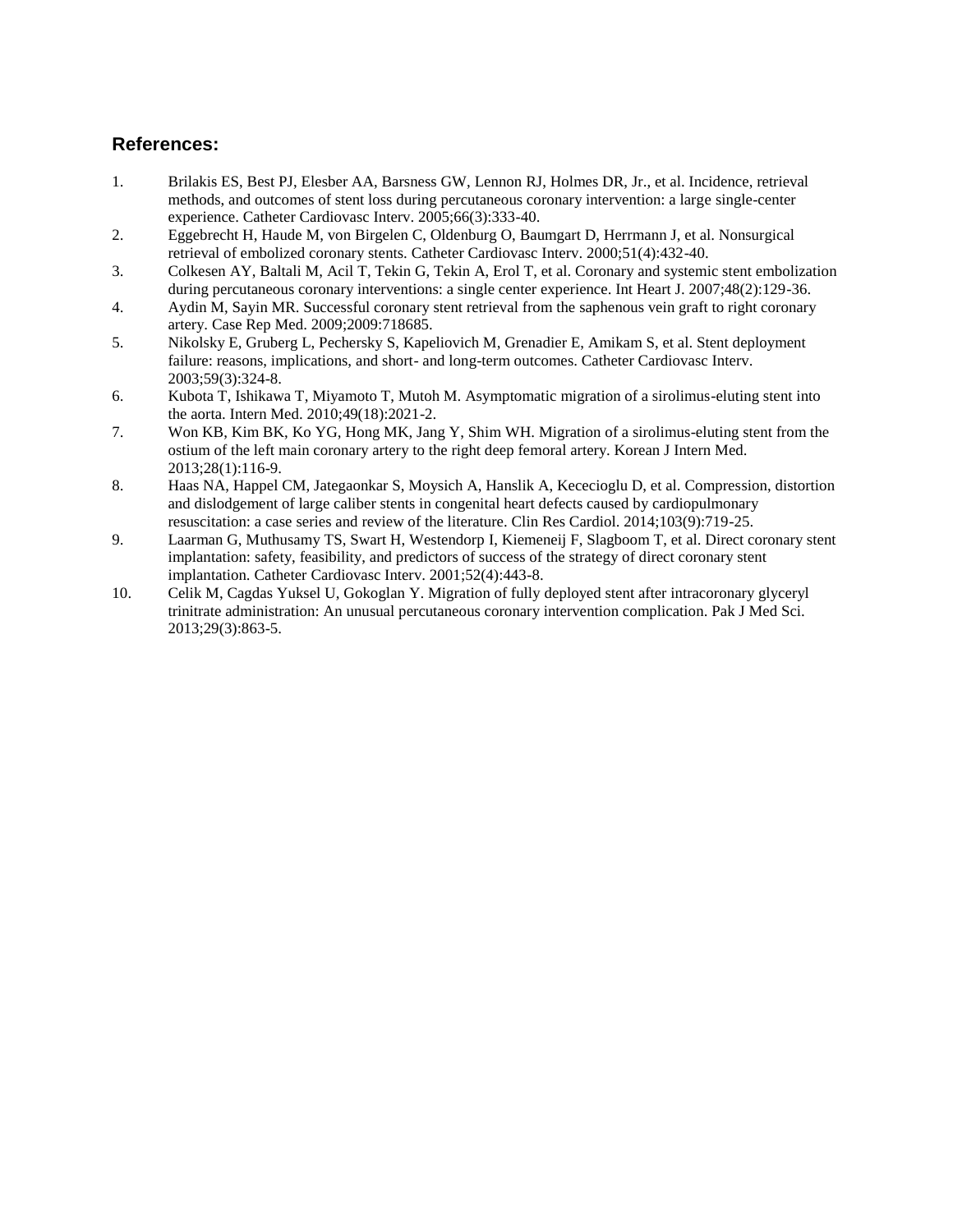## References:

1. Brilakis ES, Best PJ, Elesber AA, Barsness GW, Lennon RJ, Holmes DR, Jr., et al. Incidence, retrieval methods, and outcomes of stent loss during percutaneous coronary intervention: a large single-center experience. Catheter Cardiovasc Interv. 2005;66(3):333-40.
2. Eggebrecht H, Haude M, von Birgelen C, Oldenburg O, Baumgart D, Herrmann J, et al. Nonsurgical retrieval of embolized coronary stents. Catheter Cardiovasc Interv. 2000;51(4):432-40.
3. Colkesen AY, Baltali M, Acil T, Tekin G, Tekin A, Erol T, et al. Coronary and systemic stent embolization during percutaneous coronary interventions: a single center experience. Int Heart J. 2007;48(2):129-36.
4. Aydin M, Sayin MR. Successful coronary stent retrieval from the saphenous vein graft to right coronary artery. Case Rep Med. 2009;2009:718685.
5. Nikolsky E, Gruberg L, Pechersky S, Kapeliovich M, Grenadier E, Amikam S, et al. Stent deployment failure: reasons, implications, and short- and long-term outcomes. Catheter Cardiovasc Interv. 2003;59(3):324-8.
6. Kubota T, Ishikawa T, Miyamoto T, Mutoh M. Asymptomatic migration of a sirolimus-eluting stent into the aorta. Intern Med. 2010;49(18):2021-2.
7. Won KB, Kim BK, Ko YG, Hong MK, Jang Y, Shim WH. Migration of a sirolimus-eluting stent from the ostium of the left main coronary artery to the right deep femoral artery. Korean J Intern Med. 2013;28(1):116-9.
8. Haas NA, Happel CM, Jategaonkar S, Moysich A, Hanslik A, Kececioglu D, et al. Compression, distortion and dislodgement of large caliber stents in congenital heart defects caused by cardiopulmonary resuscitation: a case series and review of the literature. Clin Res Cardiol. 2014;103(9):719-25.
9. Laarman G, Muthusamy TS, Swart H, Westendorp I, Kiemeneij F, Slagboom T, et al. Direct coronary stent implantation: safety, feasibility, and predictors of success of the strategy of direct coronary stent implantation. Catheter Cardiovasc Interv. 2001;52(4):443-8.
10. Celik M, Cagdas Yuksel U, Gokoglan Y. Migration of fully deployed stent after intracoronary glyceryl trinitrate administration: An unusual percutaneous coronary intervention complication. Pak J Med Sci. 2013;29(3):863-5.